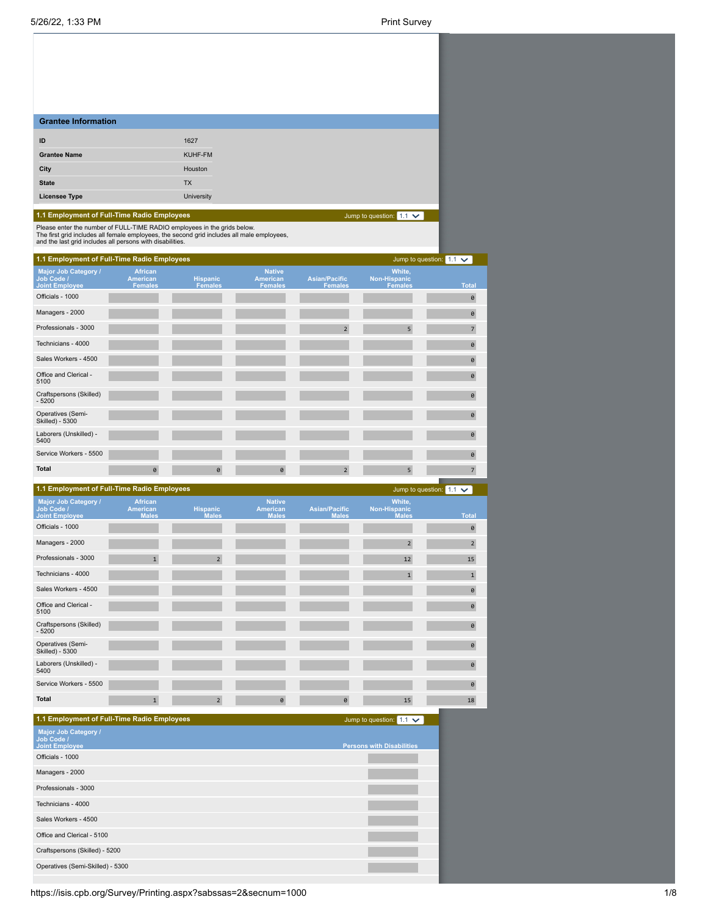## Grantee Information

| | |
|---|---|
| ID | 1627 |
| Grantee Name | KUHF-FM |
| City | Houston |
| State | TX |
| Licensee Type | University |

### 1.1 Employment of Full-Time Radio Employees

Jump to question: 1.1

Please enter the number of FULL-TIME RADIO employees in the grids below.
The first grid includes all female employees, the second grid includes all male employees, and the last grid includes all persons with disabilities.

### 1.1 Employment of Full-Time Radio Employees

Jump to question: 1.1

| Major Job Category / Job Code / Joint Employee | African American Females | Hispanic Females | Native American Females | Asian/Pacific Females | White, Non-Hispanic Females | Total |
|---|---|---|---|---|---|---|
| Officials - 1000 | | | | | | 0 |
| Managers - 2000 | | | | | | 0 |
| Professionals - 3000 | | | | 2 | 5 | 7 |
| Technicians - 4000 | | | | | | 0 |
| Sales Workers - 4500 | | | | | | 0 |
| Office and Clerical - 5100 | | | | | | 0 |
| Craftspersons (Skilled) - 5200 | | | | | | 0 |
| Operatives (Semi-Skilled) - 5300 | | | | | | 0 |
| Laborers (Unskilled) - 5400 | | | | | | 0 |
| Service Workers - 5500 | | | | | | 0 |
| **Total** | 0 | 0 | 0 | 2 | 5 | 7 |

### 1.1 Employment of Full-Time Radio Employees

Jump to question: 1.1

| Major Job Category / Job Code / Joint Employee | African American Males | Hispanic Males | Native American Males | Asian/Pacific Males | White, Non-Hispanic Males | Total |
|---|---|---|---|---|---|---|
| Officials - 1000 | | | | | | 0 |
| Managers - 2000 | | | | | 2 | 2 |
| Professionals - 3000 | 1 | 2 | | | 12 | 15 |
| Technicians - 4000 | | | | | 1 | 1 |
| Sales Workers - 4500 | | | | | | 0 |
| Office and Clerical - 5100 | | | | | | 0 |
| Craftspersons (Skilled) - 5200 | | | | | | 0 |
| Operatives (Semi-Skilled) - 5300 | | | | | | 0 |
| Laborers (Unskilled) - 5400 | | | | | | 0 |
| Service Workers - 5500 | | | | | | 0 |
| **Total** | 1 | 2 | 0 | 0 | 15 | 18 |

### 1.1 Employment of Full-Time Radio Employees

Jump to question: 1.1

| Major Job Category / Job Code / Joint Employee | Persons with Disabilities |
|---|---|
| Officials - 1000 | |
| Managers - 2000 | |
| Professionals - 3000 | |
| Technicians - 4000 | |
| Sales Workers - 4500 | |
| Office and Clerical - 5100 | |
| Craftspersons (Skilled) - 5200 | |
| Operatives (Semi-Skilled) - 5300 | |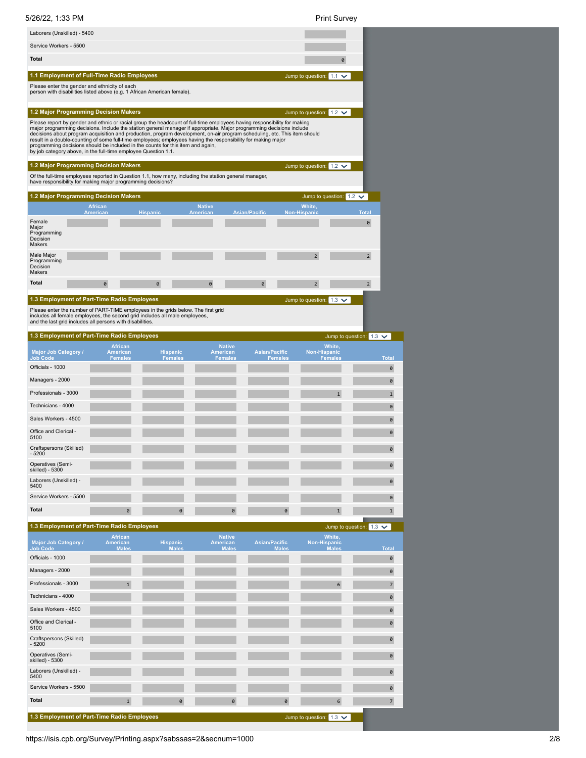| | |
|---|---|
| Laborers (Unskilled) - 5400 | |
| Service Workers - 5500 | |
| **Total** | 0 |

## 1.1 Employment of Full-Time Radio Employees

Jump to question: 1.1

Please enter the gender and ethnicity of each person with disabilities listed above (e.g. 1 African American female).

## 1.2 Major Programming Decision Makers

Jump to question: 1.2

Please report by gender and ethnic or racial group the headcount of full-time employees having responsibility for making major programming decisions. Include the station general manager if appropriate. Major programming decisions include decisions about program acquisition and production, program development, on-air program scheduling, etc. This item should result in a double-counting of some full-time employees; employees having the responsibility for making major programming decisions should be included in the counts for this item and again, by job category above, in the full-time employee Question 1.1.

## 1.2 Major Programming Decision Makers

Jump to question: 1.2

Of the full-time employees reported in Question 1.1, how many, including the station general manager, have responsibility for making major programming decisions?

## 1.2 Major Programming Decision Makers

Jump to question: 1.2

| | African American | Hispanic | Native American | Asian/Pacific | White, Non-Hispanic | Total |
|---|---|---|---|---|---|---|
| Female Major Programming Decision Makers | | | | | | 0 |
| Male Major Programming Decision Makers | | | | | 2 | 2 |
| **Total** | 0 | 0 | 0 | 0 | 2 | 2 |

## 1.3 Employment of Part-Time Radio Employees

Jump to question: 1.3

Please enter the number of PART-TIME employees in the grids below. The first grid includes all female employees, the second grid includes all male employees, and the last grid includes all persons with disabilities.

## 1.3 Employment of Part-Time Radio Employees

Jump to question: 1.3

| Major Job Category / Job Code | African American Females | Hispanic Females | Native American Females | Asian/Pacific Females | White, Non-Hispanic Females | Total |
|---|---|---|---|---|---|---|
| Officials - 1000 | | | | | | 0 |
| Managers - 2000 | | | | | | 0 |
| Professionals - 3000 | | | | | 1 | 1 |
| Technicians - 4000 | | | | | | 0 |
| Sales Workers - 4500 | | | | | | 0 |
| Office and Clerical - 5100 | | | | | | 0 |
| Craftspersons (Skilled) - 5200 | | | | | | 0 |
| Operatives (Semi-skilled) - 5300 | | | | | | 0 |
| Laborers (Unskilled) - 5400 | | | | | | 0 |
| Service Workers - 5500 | | | | | | 0 |
| **Total** | 0 | 0 | 0 | 0 | 1 | 1 |

## 1.3 Employment of Part-Time Radio Employees

Jump to question: 1.3

| Major Job Category / Job Code | African American Males | Hispanic Males | Native American Males | Asian/Pacific Males | White, Non-Hispanic Males | Total |
|---|---|---|---|---|---|---|
| Officials - 1000 | | | | | | 0 |
| Managers - 2000 | | | | | | 0 |
| Professionals - 3000 | 1 | | | | 6 | 7 |
| Technicians - 4000 | | | | | | 0 |
| Sales Workers - 4500 | | | | | | 0 |
| Office and Clerical - 5100 | | | | | | 0 |
| Craftspersons (Skilled) - 5200 | | | | | | 0 |
| Operatives (Semi-skilled) - 5300 | | | | | | 0 |
| Laborers (Unskilled) - 5400 | | | | | | 0 |
| Service Workers - 5500 | | | | | | 0 |
| **Total** | 1 | 0 | 0 | 0 | 6 | 7 |

## 1.3 Employment of Part-Time Radio Employees

Jump to question: 1.3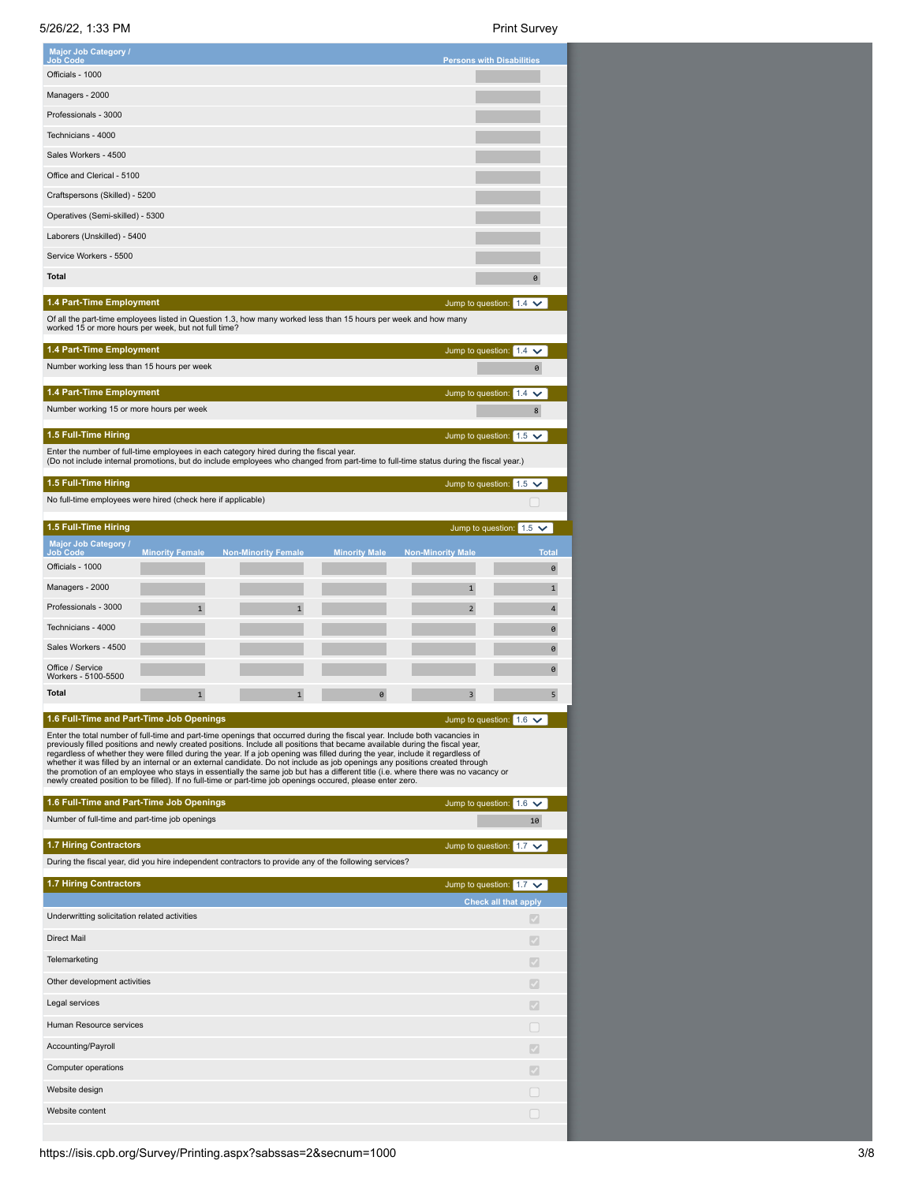| Major Job Category / Job Code | Persons with Disabilities |
|---|---|
| Officials - 1000 | |
| Managers - 2000 | |
| Professionals - 3000 | |
| Technicians - 4000 | |
| Sales Workers - 4500 | |
| Office and Clerical - 5100 | |
| Craftspersons (Skilled) - 5200 | |
| Operatives (Semi-skilled) - 5300 | |
| Laborers (Unskilled) - 5400 | |
| Service Workers - 5500 | |
| **Total** | 0 |

## 1.4 Part-Time Employment

Jump to question: 1.4

Of all the part-time employees listed in Question 1.3, how many worked less than 15 hours per week and how many worked 15 or more hours per week, but not full time?

## 1.4 Part-Time Employment

Jump to question: 1.4

Number working less than 15 hours per week: 0

## 1.4 Part-Time Employment

Jump to question: 1.4

Number working 15 or more hours per week: 8

## 1.5 Full-Time Hiring

Jump to question: 1.5

Enter the number of full-time employees in each category hired during the fiscal year.
(Do not include internal promotions, but do include employees who changed from part-time to full-time status during the fiscal year.)

## 1.5 Full-Time Hiring

Jump to question: 1.5

No full-time employees were hired (check here if applicable) ☐

## 1.5 Full-Time Hiring

Jump to question: 1.5

| Major Job Category / Job Code | Minority Female | Non-Minority Female | Minority Male | Non-Minority Male | Total |
|---|---|---|---|---|---|
| Officials - 1000 | | | | | 0 |
| Managers - 2000 | | | | 1 | 1 |
| Professionals - 3000 | 1 | 1 | | 2 | 4 |
| Technicians - 4000 | | | | | 0 |
| Sales Workers - 4500 | | | | | 0 |
| Office / Service Workers - 5100-5500 | | | | | 0 |
| **Total** | 1 | 1 | 0 | 3 | 5 |

## 1.6 Full-Time and Part-Time Job Openings

Jump to question: 1.6

Enter the total number of full-time and part-time openings that occurred during the fiscal year. Include both vacancies in previously filled positions and newly created positions. Include all positions that became available during the fiscal year, regardless of whether they were filled during the year. If a job opening was filled during the year, include it regardless of whether it was filled by an internal or an external candidate. Do not include as job openings any positions created through the promotion of an employee who stays in essentially the same job but has a different title (i.e. where there was no vacancy or newly created position to be filled). If no full-time or part-time job openings occured, please enter zero.

## 1.6 Full-Time and Part-Time Job Openings

Jump to question: 1.6

Number of full-time and part-time job openings: 10

## 1.7 Hiring Contractors

Jump to question: 1.7

During the fiscal year, did you hire independent contractors to provide any of the following services?

## 1.7 Hiring Contractors

Jump to question: 1.7

| | Check all that apply |
|---|---|
| Underwritting solicitation related activities | ☑ |
| Direct Mail | ☑ |
| Telemarketing | ☑ |
| Other development activities | ☑ |
| Legal services | ☑ |
| Human Resource services | ☐ |
| Accounting/Payroll | ☑ |
| Computer operations | ☑ |
| Website design | ☐ |
| Website content | ☐ |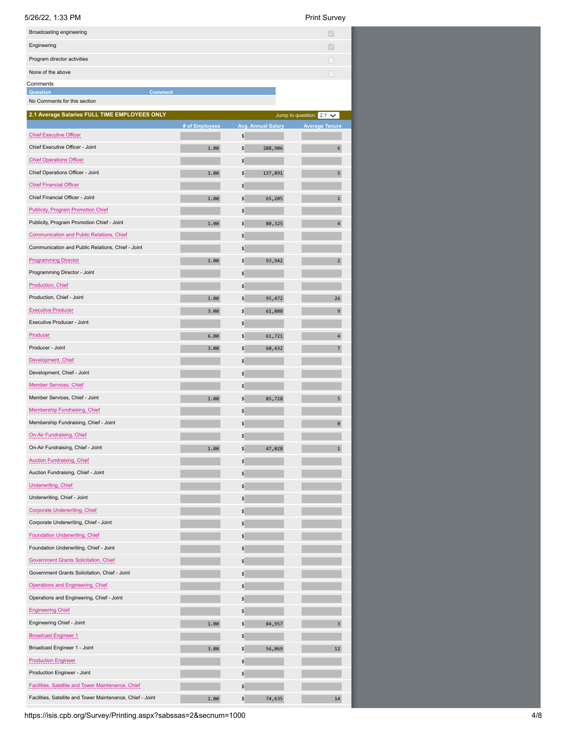| | |
|---|---|
| Broadcasting engineering | ☑ |
| Engineering | ☑ |
| Program director activities | ☐ |
| None of the above | ☐ |

Comments

| Question | Comment |
|---|---|
| No Comments for this section | |

## 2.1 Average Salaries FULL TIME EMPLOYEES ONLY

Jump to question: 2.1

| | # of Employees | Avg. Annual Salary | Average Tenure |
|---|---|---|---|
| Chief Executive Officer | | $ | |
| Chief Executive Officer - Joint | 1.00 | $ 288,906 | 6 |
| Chief Operations Officer | | $ | |
| Chief Operations Officer - Joint | 1.00 | $ 137,891 | 5 |
| Chief Financial Officer | | $ | |
| Chief Financial Officer - Joint | 1.00 | $ 65,205 | 1 |
| Publicity, Program Promotion Chief | | $ | |
| Publicity, Program Promotion Chief - Joint | 1.00 | $ 80,325 | 4 |
| Communication and Public Relations, Chief | | $ | |
| Communication and Public Relations, Chief - Joint | | $ | |
| Programming Director | 1.00 | $ 93,942 | 2 |
| Programming Director - Joint | | $ | |
| Production, Chief | | $ | |
| Production, Chief - Joint | 1.00 | $ 95,472 | 26 |
| Executive Producer | 3.00 | $ 61,808 | 9 |
| Executive Producer - Joint | | $ | |
| Producer | 6.00 | $ 61,721 | 4 |
| Producer - Joint | 3.00 | $ 60,432 | 7 |
| Development, Chief | | $ | |
| Development, Chief - Joint | | $ | |
| Member Services, Chief | | $ | |
| Member Services, Chief - Joint | 1.00 | $ 85,728 | 5 |
| Membership Fundraising, Chief | | $ | |
| Membership Fundraising, Chief - Joint | | $ | 0 |
| On-Air Fundraising, Chief | | $ | |
| On-Air Fundraising, Chief - Joint | 1.00 | $ 47,028 | 1 |
| Auction Fundraising, Chief | | $ | |
| Auction Fundraising, Chief - Joint | | $ | |
| Underwriting, Chief | | $ | |
| Underwriting, Chief - Joint | | $ | |
| Corporate Underwriting, Chief | | $ | |
| Corporate Underwriting, Chief - Joint | | $ | |
| Foundation Underwriting, Chief | | $ | |
| Foundation Underwriting, Chief - Joint | | $ | |
| Government Grants Solicitation, Chief | | $ | |
| Government Grants Solicitation, Chief - Joint | | $ | |
| Operations and Engineering, Chief | | $ | |
| Operations and Engineering, Chief - Joint | | $ | |
| Engineering Chief | | $ | |
| Engineering Chief - Joint | 1.00 | $ 84,957 | 3 |
| Broadcast Engineer 1 | | $ | |
| Broadcast Engineer 1 - Joint | 3.00 | $ 56,069 | 12 |
| Production Engineer | | $ | |
| Production Engineer - Joint | | $ | |
| Facilities, Satellite and Tower Maintenance, Chief | | $ | |
| Facilities, Satellite and Tower Maintenance, Chief - Joint | 1.00 | $ 74,635 | 14 |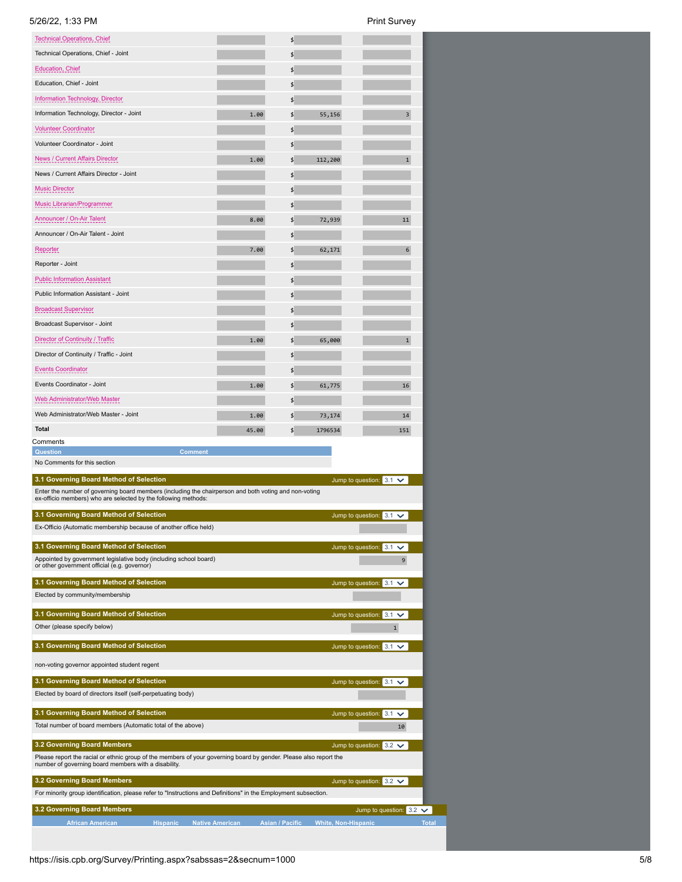| Position | FTE | Salary | Years |
|---|---|---|---|
| Technical Operations, Chief | | $ | |
| Technical Operations, Chief - Joint | | $ | |
| Education, Chief | | $ | |
| Education, Chief - Joint | | $ | |
| Information Technology, Director | | $ | |
| Information Technology, Director - Joint | 1.00 | $ 55,156 | 3 |
| Volunteer Coordinator | | $ | |
| Volunteer Coordinator - Joint | | $ | |
| News / Current Affairs Director | 1.00 | $ 112,200 | 1 |
| News / Current Affairs Director - Joint | | $ | |
| Music Director | | $ | |
| Music Librarian/Programmer | | $ | |
| Announcer / On-Air Talent | 8.00 | $ 72,939 | 11 |
| Announcer / On-Air Talent - Joint | | $ | |
| Reporter | 7.00 | $ 62,171 | 6 |
| Reporter - Joint | | $ | |
| Public Information Assistant | | $ | |
| Public Information Assistant - Joint | | $ | |
| Broadcast Supervisor | | $ | |
| Broadcast Supervisor - Joint | | $ | |
| Director of Continuity / Traffic | 1.00 | $ 65,000 | 1 |
| Director of Continuity / Traffic - Joint | | $ | |
| Events Coordinator | | $ | |
| Events Coordinator - Joint | 1.00 | $ 61,775 | 16 |
| Web Administrator/Web Master | | $ | |
| Web Administrator/Web Master - Joint | 1.00 | $ 73,174 | 14 |
| **Total** | 45.00 | $ 1796534 | 151 |

Comments

| Question | Comment |
|---|---|
| No Comments for this section | |

**3.1 Governing Board Method of Selection**

Enter the number of governing board members (including the chairperson and both voting and non-voting ex-officio members) who are selected by the following methods:

| Method | Number |
|---|---|
| Ex-Officio (Automatic membership because of another office held) | |
| Appointed by government legislative body (including school board) or other government official (e.g. governor) | 9 |
| Elected by community/membership | |
| Other (please specify below) | 1 |
| non-voting governor appointed student regent | |
| Elected by board of directors itself (self-perpetuating body) | |
| Total number of board members (Automatic total of the above) | 10 |

**3.2 Governing Board Members**

Please report the racial or ethnic group of the members of your governing board by gender. Please also report the number of governing board members with a disability.

For minority group identification, please refer to "Instructions and Definitions" in the Employment subsection.

| African American | Hispanic | Native American | Asian / Pacific | White, Non-Hispanic | Total |
|---|---|---|---|---|---|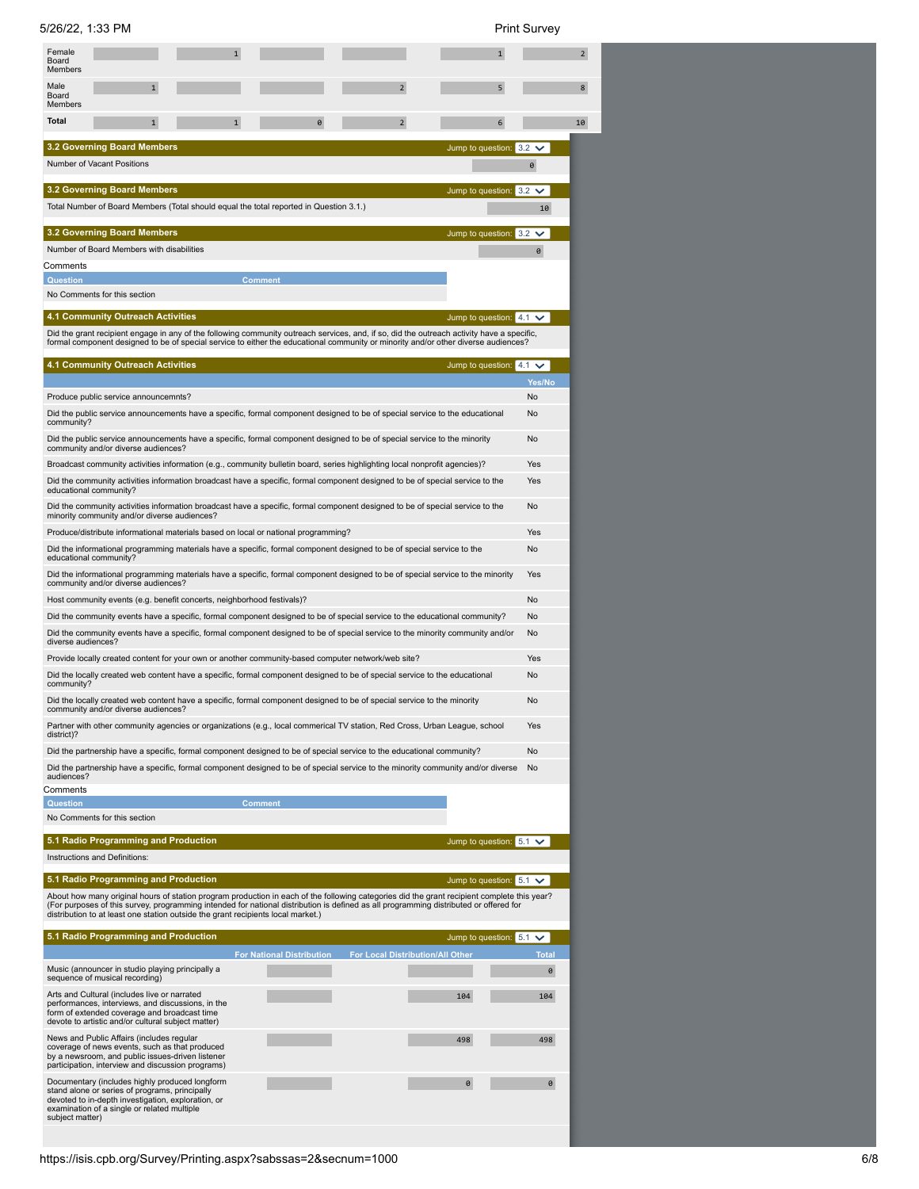| | | | | | | |
|---|---|---|---|---|---|---|
| Female Board Members | | 1 | | | 1 | 2 |
| Male Board Members | 1 | | | 2 | 5 | 8 |
| **Total** | 1 | 1 | 0 | 2 | 6 | 10 |

### 3.2 Governing Board Members

Jump to question: 3.2

| | |
|---|---|
| Number of Vacant Positions | 0 |

### 3.2 Governing Board Members

Jump to question: 3.2

| | |
|---|---|
| Total Number of Board Members (Total should equal the total reported in Question 3.1.) | 10 |

### 3.2 Governing Board Members

Jump to question: 3.2

| | |
|---|---|
| Number of Board Members with disabilities | 0 |

Comments

| Question | Comment |
|---|---|
| No Comments for this section | |

### 4.1 Community Outreach Activities

Jump to question: 4.1

Did the grant recipient engage in any of the following community outreach services, and, if so, did the outreach activity have a specific, formal component designed to be of special service to either the educational community or minority and/or other diverse audiences?

### 4.1 Community Outreach Activities

Jump to question: 4.1

| | Yes/No |
|---|---|
| Produce public service announcemnts? | No |
| Did the public service announcements have a specific, formal component designed to be of special service to the educational community? | No |
| Did the public service announcements have a specific, formal component designed to be of special service to the minority community and/or diverse audiences? | No |
| Broadcast community activities information (e.g., community bulletin board, series highlighting local nonprofit agencies)? | Yes |
| Did the community activities information broadcast have a specific, formal component designed to be of special service to the educational community? | Yes |
| Did the community activities information broadcast have a specific, formal component designed to be of special service to the minority community and/or diverse audiences? | No |
| Produce/distribute informational materials based on local or national programming? | Yes |
| Did the informational programming materials have a specific, formal component designed to be of special service to the educational community? | No |
| Did the informational programming materials have a specific, formal component designed to be of special service to the minority community and/or diverse audiences? | Yes |
| Host community events (e.g. benefit concerts, neighborhood festivals)? | No |
| Did the community events have a specific, formal component designed to be of special service to the educational community? | No |
| Did the community events have a specific, formal component designed to be of special service to the minority community and/or diverse audiences? | No |
| Provide locally created content for your own or another community-based computer network/web site? | Yes |
| Did the locally created web content have a specific, formal component designed to be of special service to the educational community? | No |
| Did the locally created web content have a specific, formal component designed to be of special service to the minority community and/or diverse audiences? | No |
| Partner with other community agencies or organizations (e.g., local commerical TV station, Red Cross, Urban League, school district)? | Yes |
| Did the partnership have a specific, formal component designed to be of special service to the educational community? | No |
| Did the partnership have a specific, formal component designed to be of special service to the minority community and/or diverse audiences? | No |

Comments

| Question | Comment |
|---|---|
| No Comments for this section | |

### 5.1 Radio Programming and Production

Jump to question: 5.1

Instructions and Definitions:

### 5.1 Radio Programming and Production

Jump to question: 5.1

About how many original hours of station program production in each of the following categories did the grant recipient complete this year? (For purposes of this survey, programming intended for national distribution is defined as all programming distributed or offered for distribution to at least one station outside the grant recipients local market.)

### 5.1 Radio Programming and Production

Jump to question: 5.1

| | For National Distribution | For Local Distribution/All Other | Total |
|---|---|---|---|
| Music (announcer in studio playing principally a sequence of musical recording) | | | 0 |
| Arts and Cultural (includes live or narrated performances, interviews, and discussions, in the form of extended coverage and broadcast time devote to artistic and/or cultural subject matter) | | 104 | 104 |
| News and Public Affairs (includes regular coverage of news events, such as that produced by a newsroom, and public issues-driven listener participation, interview and discussion programs) | | 498 | 498 |
| Documentary (includes highly produced longform stand alone or series of programs, principally devoted to in-depth investigation, exploration, or examination of a single or related multiple subject matter) | | 0 | 0 |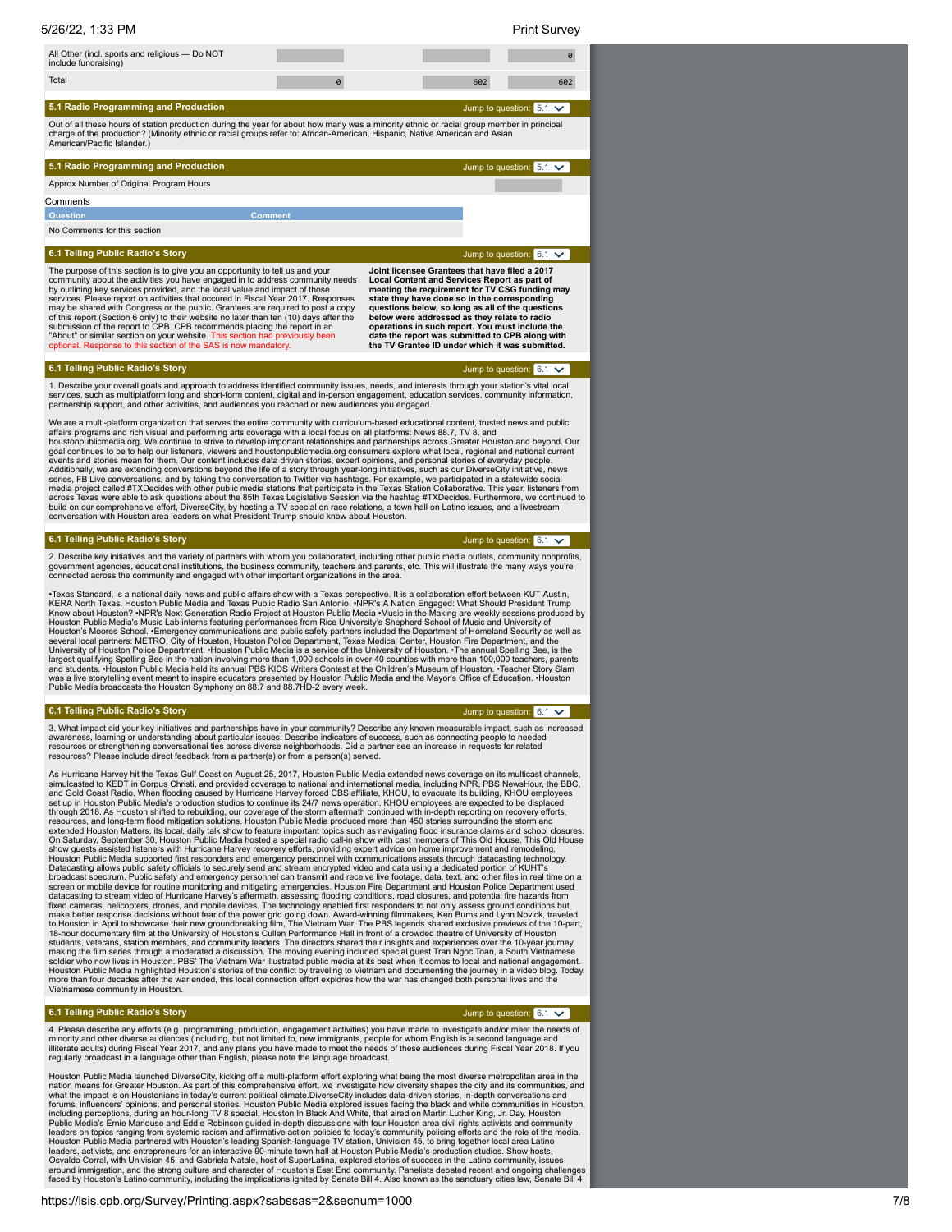| | | | |
|---|---|---|---|
| All Other (incl. sports and religious — Do NOT include fundraising) | | | 0 |
| Total | 0 | 602 | 602 |

## 5.1 Radio Programming and Production

Jump to question: 5.1

Out of all these hours of station production during the year for about how many was a minority ethnic or racial group member in principal charge of the production? (Minority ethnic or racial groups refer to: African-American, Hispanic, Native American and Asian American/Pacific Islander.)

## 5.1 Radio Programming and Production

Jump to question: 5.1

Approx Number of Original Program Hours

Comments

| Question | Comment |
|---|---|
| No Comments for this section | |

## 6.1 Telling Public Radio's Story

Jump to question: 6.1

The purpose of this section is to give you an opportunity to tell us and your community about the activities you have engaged in to address community needs by outlining key services provided, and the local value and impact of those services. Please report on activities that occured in Fiscal Year 2017. Responses may be shared with Congress or the public. Grantees are required to post a copy of this report (Section 6 only) to their website no later than ten (10) days after the submission of the report to CPB. CPB recommends placing the report in an "About" or similar section on your website. This section had previously been optional. Response to this section of the SAS is now mandatory.

**Joint licensee Grantees that have filed a 2017 Local Content and Services Report as part of meeting the requirement for TV CSG funding may state they have done so in the corresponding questions below, so long as all of the questions below were addressed as they relate to radio operations in such report. You must include the date the report was submitted to CPB along with the TV Grantee ID under which it was submitted.**

## 6.1 Telling Public Radio's Story

Jump to question: 6.1

1. Describe your overall goals and approach to address identified community issues, needs, and interests through your station's vital local services, such as multiplatform long and short-form content, digital and in-person engagement, education services, community information, partnership support, and other activities, and audiences you reached or new audiences you engaged.

We are a multi-platform organization that serves the entire community with curriculum-based educational content, trusted news and public affairs programs and rich visual and performing arts coverage with a local focus on all platforms: News 88.7, TV 8, and houstonpublicmedia.org. We continue to strive to develop important relationships and partnerships across Greater Houston and beyond. Our goal continues to be to help our listeners, viewers and houstonpublicmedia.org consumers explore what local, regional and national current events and stories mean for them. Our content includes data driven stories, expert opinions, and personal stories of everyday people. Additionally, we are extending conversations beyond the life of a story through year-long initiatives, such as our DiverseCity initiative, news series, FB Live conversations, and by taking the conversation to Twitter via hashtags. For example, we participated in a statewide social media project called #TXDecides with other public media stations that participate in the Texas Station Collaborative. This year, listeners from across Texas were able to ask questions about the 85th Texas Legislative Session via the hashtag #TXDecides. Furthermore, we continued to build on our comprehensive effort, DiverseCity, by hosting a TV special on race relations, a town hall on Latino issues, and a livestream conversation with Houston area leaders on what President Trump should know about Houston.

## 6.1 Telling Public Radio's Story

Jump to question: 6.1

2. Describe key initiatives and the variety of partners with whom you collaborated, including other public media outlets, community nonprofits, government agencies, educational institutions, the business community, teachers and parents, etc. This will illustrate the many ways you're connected across the community and engaged with other important organizations in the area.

•Texas Standard, is a national daily news and public affairs show with a Texas perspective. It is a collaboration effort between KUT Austin, KERA North Texas, Houston Public Media and Texas Public Radio San Antonio. •NPR's A Nation Engaged: What Should President Trump Know about Houston? •NPR's Next Generation Radio Project at Houston Public Media •Music in the Making are weekly sessions produced by Houston Public Media's Music Lab interns featuring performances from Rice University's Shepherd School of Music and University of Houston's Moores School. •Emergency communications and public safety partners included the Department of Homeland Security as well as several local partners: METRO, City of Houston, Houston Police Department, Texas Medical Center, Houston Fire Department, and the University of Houston Police Department. •Houston Public Media is a service of the University of Houston. •The annual Spelling Bee, is the largest qualifying Spelling Bee in the nation involving more than 1,000 schools in over 40 counties with more than 100,000 teachers, parents and students. •Houston Public Media held its annual PBS KIDS Writers Contest at the Children's Museum of Houston. •Teacher Story Slam was a live storytelling event meant to inspire educators presented by Houston Public Media and the Mayor's Office of Education. •Houston Public Media broadcasts the Houston Symphony on 88.7 and 88.7HD-2 every week.

## 6.1 Telling Public Radio's Story

Jump to question: 6.1

3. What impact did your key initiatives and partnerships have in your community? Describe any known measurable impact, such as increased awareness, learning or understanding about particular issues. Describe indicators of success, such as connecting people to needed resources or strengthening conversational ties across diverse neighborhoods. Did a partner see an increase in requests for related resources? Please include direct feedback from a partner(s) or from a person(s) served.

As Hurricane Harvey hit the Texas Gulf Coast on August 25, 2017, Houston Public Media extended news coverage on its multicast channels, simulcasted to KEDT in Corpus Christi, and provided coverage to national and international media, including NPR, PBS NewsHour, the BBC, and Gold Coast Radio. When flooding caused by Hurricane Harvey forced CBS affiliate, KHOU, to evacuate its building, KHOU employees set up in Houston Public Media's production studios to continue its 24/7 news operation. KHOU employees are expected to be displaced through 2018. As Houston shifted to rebuilding, our coverage of the storm aftermath continued with in-depth reporting on recovery efforts, resources, and long-term flood mitigation solutions. Houston Public Media produced more than 450 stories surrounding the storm and extended Houston Matters, its local, daily talk show to feature important topics such as navigating flood insurance claims and school closures. On Saturday, September 30, Houston Public Media hosted a special radio call-in show with cast members of This Old House. This Old House show guests assisted listeners with Hurricane Harvey recovery efforts, providing expert advice on home improvement and remodeling. Houston Public Media supported first responders and emergency personnel with communications assets through datacasting technology. Datacasting allows public safety officials to securely send and stream encrypted video and data using a dedicated portion of KUHT's broadcast spectrum. Public safety and emergency personnel can transmit and receive live footage, data, text, and other files in real time on a screen or mobile device for routine monitoring and mitigating emergencies. Houston Fire Department and Houston Police Department used datacasting to stream video of Hurricane Harvey's aftermath, assessing flooding conditions, road closures, and potential fire hazards from fixed cameras, helicopters, drones, and mobile devices. The technology enabled first responders to not only assess ground conditions but make better response decisions without fear of the power grid going down. Award-winning filmmakers, Ken Burns and Lynn Novick, traveled to Houston in April to showcase their new groundbreaking film, The Vietnam War. The PBS legends shared exclusive previews of the 10-part, 18-hour documentary film at the University of Houston's Cullen Performance Hall in front of a crowded theatre of University of Houston students, veterans, station members, and community leaders. The directors shared their insights and experiences over the 10-year journey making the film series through a moderated a discussion. The moving evening included special guest Tran Ngoc Toan, a South Vietnamese soldier who now lives in Houston. PBS' The Vietnam War illustrated public media at its best when it comes to local and national engagement. Houston Public Media highlighted Houston's stories of the conflict by traveling to Vietnam and documenting the journey in a video blog. Today, more than four decades after the war ended, this local connection effort explores how the war has changed both personal lives and the Vietnamese community in Houston.

## 6.1 Telling Public Radio's Story

Jump to question: 6.1

4. Please describe any efforts (e.g. programming, production, engagement activities) you have made to investigate and/or meet the needs of minority and other diverse audiences (including, but not limited to, new immigrants, people for whom English is a second language and illiterate adults) during Fiscal Year 2017, and any plans you have made to meet the needs of these audiences during Fiscal Year 2018. If you regularly broadcast in a language other than English, please note the language broadcast.

Houston Public Media launched DiverseCity, kicking off a multi-platform effort exploring what being the most diverse metropolitan area in the nation means for Greater Houston. As part of this comprehensive effort, we investigate how diversity shapes the city and its communities, and what the impact is on Houstonians in today's current political climate.DiverseCity includes data-driven stories, in-depth conversations and forums, influencers' opinions, and personal stories. Houston Public Media explored issues facing the black and white communities in Houston, including perceptions, during an hour-long TV 8 special, Houston In Black And White, that aired on Martin Luther King, Jr. Day. Houston Public Media's Ernie Manouse and Eddie Robinson guided in-depth discussions with four Houston area civil rights activists and community leaders on topics ranging from systemic racism and affirmative action policies to today's community policing efforts and the role of the media. Houston Public Media partnered with Houston's leading Spanish-language TV station, Univision 45, to bring together local area Latino leaders, activists, and entrepreneurs for an interactive 90-minute town hall at Houston Public Media's production studios. Show hosts, Osvaldo Corral, with Univision 45, and Gabriela Natale, host of SuperLatina, explored stories of success in the Latino community, issues around immigration, and the strong culture and character of Houston's East End community. Panelists debated recent and ongoing challenges faced by Houston's Latino community, including the implications ignited by Senate Bill 4. Also known as the sanctuary cities law, Senate Bill 4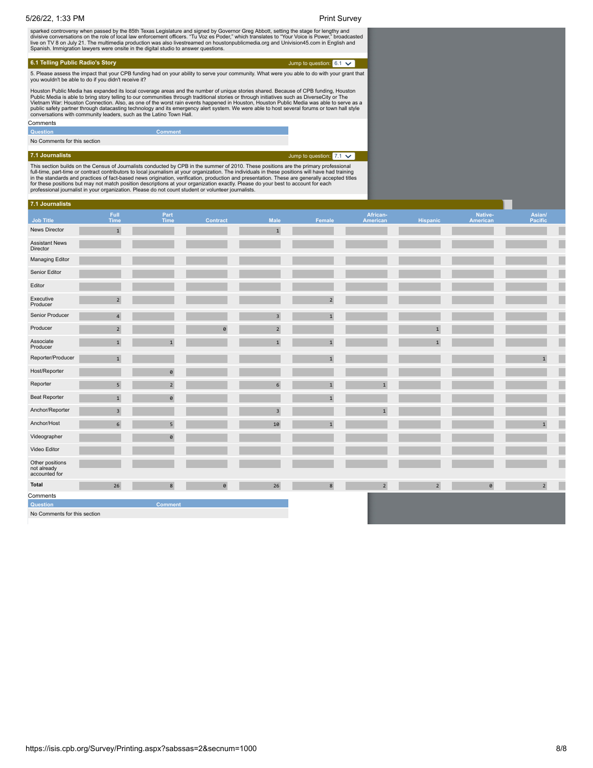sparked controversy when passed by the 85th Texas Legislature and signed by Governor Greg Abbott, setting the stage for lengthy and divisive conversations on the role of local law enforcement officers. "Tu Voz es Poder," which translates to "Your Voice is Power," broadcasted live on TV 8 on July 21. The multimedia production was also livestreamed on houstonpublicmedia.org and Univision45.com in English and Spanish. Immigration lawyers were onsite in the digital studio to answer questions.

### 6.1 Telling Public Radio's Story

Jump to question: 6.1

5. Please assess the impact that your CPB funding had on your ability to serve your community. What were you able to do with your grant that you wouldn't be able to do if you didn't receive it?

Houston Public Media has expanded its local coverage areas and the number of unique stories shared. Because of CPB funding, Houston Public Media is able to bring story telling to our communities through traditional stories or through initiatives such as DiverseCity or The Vietnam War: Houston Connection. Also, as one of the worst rain events happened in Houston, Houston Public Media was able to serve as a public safety partner through datacasting technology and its emergency alert system. We were able to host several forums or town hall style conversations with community leaders, such as the Latino Town Hall.

Comments

| Question | Comment |
|---|---|
| No Comments for this section | |

### 7.1 Journalists

Jump to question: 7.1

This section builds on the Census of Journalists conducted by CPB in the summer of 2010. These positions are the primary professional full-time, part-time or contract contributors to local journalism at your organization. The individuals in these positions will have had training in the standards and practices of fact-based news origination, verification, production and presentation. These are generally accepted titles for these positions but may not match position descriptions at your organization exactly. Please do your best to account for each professional journalist in your organization. Please do not count student or volunteer journalists.

**7.1 Journalists**

| Job Title | Full Time | Part Time | Contract | Male | Female | African-American | Hispanic | Native-American | Asian/ Pacific |
|---|---|---|---|---|---|---|---|---|---|
| News Director | 1 | | | 1 | | | | | |
| Assistant News Director | | | | | | | | | |
| Managing Editor | | | | | | | | | |
| Senior Editor | | | | | | | | | |
| Editor | | | | | | | | | |
| Executive Producer | 2 | | | | 2 | | | | |
| Senior Producer | 4 | | | 3 | 1 | | | | |
| Producer | 2 | | 0 | 2 | | | 1 | | |
| Associate Producer | 1 | 1 | | 1 | 1 | | 1 | | |
| Reporter/Producer | 1 | | | | 1 | | | | 1 |
| Host/Reporter | | 0 | | | | | | | |
| Reporter | 5 | 2 | | 6 | 1 | 1 | | | |
| Beat Reporter | 1 | 0 | | | 1 | | | | |
| Anchor/Reporter | 3 | | | 3 | | 1 | | | |
| Anchor/Host | 6 | 5 | | 10 | 1 | | | | 1 |
| Videographer | | 0 | | | | | | | |
| Video Editor | | | | | | | | | |
| Other positions not already accounted for | | | | | | | | | |
| **Total** | 26 | 8 | 0 | 26 | 8 | 2 | 2 | 0 | 2 |

Comments

| Question | Comment |
|---|---|
| No Comments for this section | |